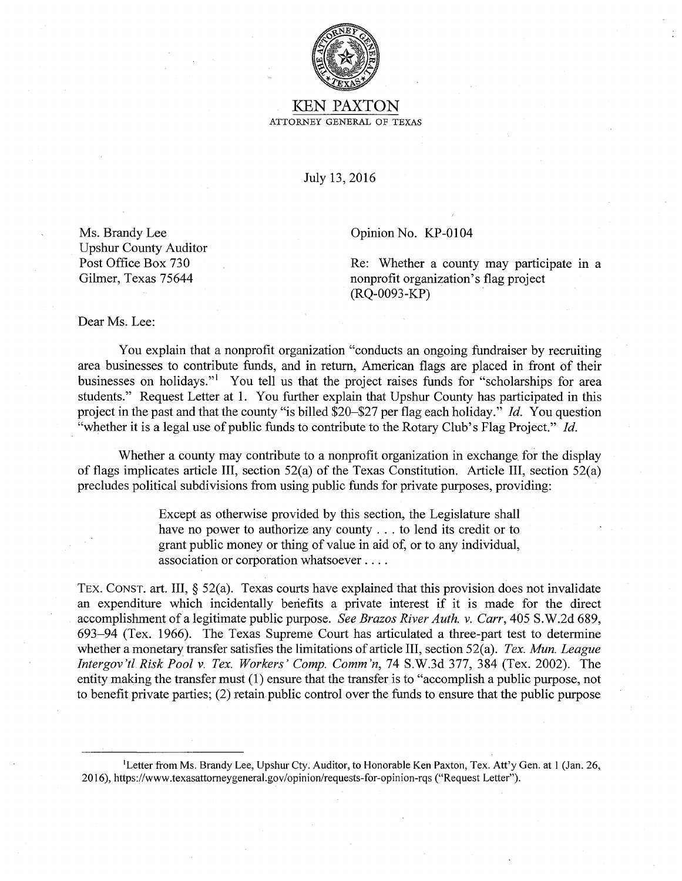# KEN PAXTON

ATTORNEY GENERAL OF TEXAS

July 13, 2016

Ms. Brandy Lee
Upshur County Auditor
Post Office Box 730
Gilmer, Texas 75644

Opinion No. KP-0104

Re: Whether a county may participate in a nonprofit organization's flag project (RQ-0093-KP)

Dear Ms. Lee:

You explain that a nonprofit organization "conducts an ongoing fundraiser by recruiting area businesses to contribute funds, and in return, American flags are placed in front of their businesses on holidays."[1] You tell us that the project raises funds for "scholarships for area students." Request Letter at 1. You further explain that Upshur County has participated in this project in the past and that the county "is billed \$20–\$27 per flag each holiday." *Id.* You question "whether it is a legal use of public funds to contribute to the Rotary Club's Flag Project." *Id.*

Whether a county may contribute to a nonprofit organization in exchange for the display of flags implicates article III, section 52(a) of the Texas Constitution. Article III, section 52(a) precludes political subdivisions from using public funds for private purposes, providing:

> Except as otherwise provided by this section, the Legislature shall have no power to authorize any county . . . to lend its credit or to grant public money or thing of value in aid of, or to any individual, association or corporation whatsoever . . . .

TEX. CONST. art. III, § 52(a). Texas courts have explained that this provision does not invalidate an expenditure which incidentally benefits a private interest if it is made for the direct accomplishment of a legitimate public purpose. *See Brazos River Auth. v. Carr*, 405 S.W.2d 689, 693–94 (Tex. 1966). The Texas Supreme Court has articulated a three-part test to determine whether a monetary transfer satisfies the limitations of article III, section 52(a). *Tex. Mun. League Intergov'tl Risk Pool v. Tex. Workers' Comp. Comm'n*, 74 S.W.3d 377, 384 (Tex. 2002). The entity making the transfer must (1) ensure that the transfer is to "accomplish a public purpose, not to benefit private parties; (2) retain public control over the funds to ensure that the public purpose

---

[1] Letter from Ms. Brandy Lee, Upshur Cty. Auditor, to Honorable Ken Paxton, Tex. Att'y Gen. at 1 (Jan. 26, 2016), https://www.texasattorneygeneral.gov/opinion/requests-for-opinion-rqs ("Request Letter").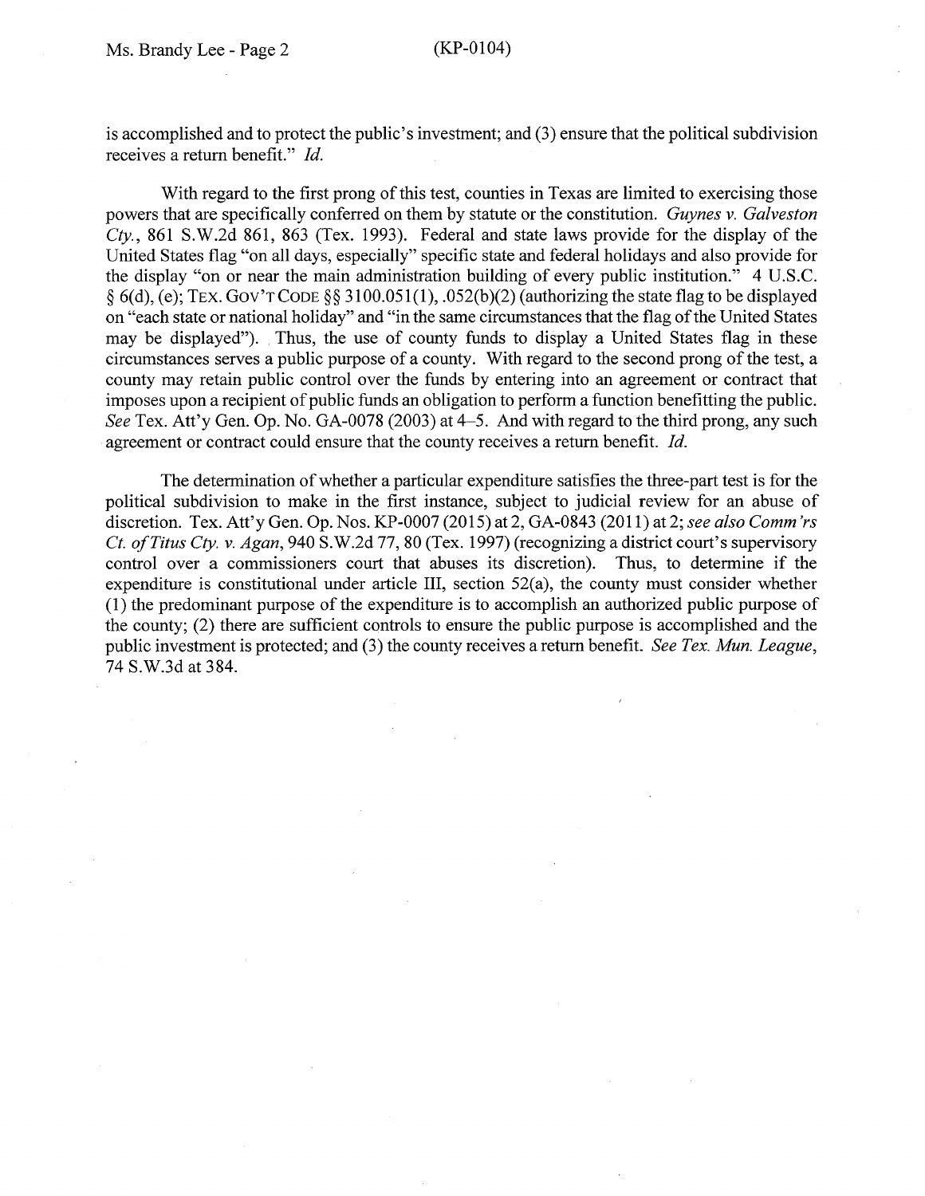is accomplished and to protect the public's investment; and (3) ensure that the political subdivision receives a return benefit." *Id.*

With regard to the first prong of this test, counties in Texas are limited to exercising those powers that are specifically conferred on them by statute or the constitution. *Guynes v. Galveston Cty.*, 861 S.W.2d 861, 863 (Tex. 1993). Federal and state laws provide for the display of the United States flag "on all days, especially" specific state and federal holidays and also provide for the display "on or near the main administration building of every public institution." 4 U.S.C. § 6(d), (e); TEX. GOV'T CODE §§ 3100.051(1), .052(b)(2) (authorizing the state flag to be displayed on "each state or national holiday" and "in the same circumstances that the flag of the United States may be displayed"). Thus, the use of county funds to display a United States flag in these circumstances serves a public purpose of a county. With regard to the second prong of the test, a county may retain public control over the funds by entering into an agreement or contract that imposes upon a recipient of public funds an obligation to perform a function benefitting the public. *See* Tex. Att'y Gen. Op. No. GA-0078 (2003) at 4–5. And with regard to the third prong, any such agreement or contract could ensure that the county receives a return benefit. *Id.*

The determination of whether a particular expenditure satisfies the three-part test is for the political subdivision to make in the first instance, subject to judicial review for an abuse of discretion. Tex. Att'y Gen. Op. Nos. KP-0007 (2015) at 2, GA-0843 (2011) at 2; *see also Comm'rs Ct. of Titus Cty. v. Agan*, 940 S.W.2d 77, 80 (Tex. 1997) (recognizing a district court's supervisory control over a commissioners court that abuses its discretion). Thus, to determine if the expenditure is constitutional under article III, section 52(a), the county must consider whether (1) the predominant purpose of the expenditure is to accomplish an authorized public purpose of the county; (2) there are sufficient controls to ensure the public purpose is accomplished and the public investment is protected; and (3) the county receives a return benefit. *See Tex. Mun. League*, 74 S.W.3d at 384.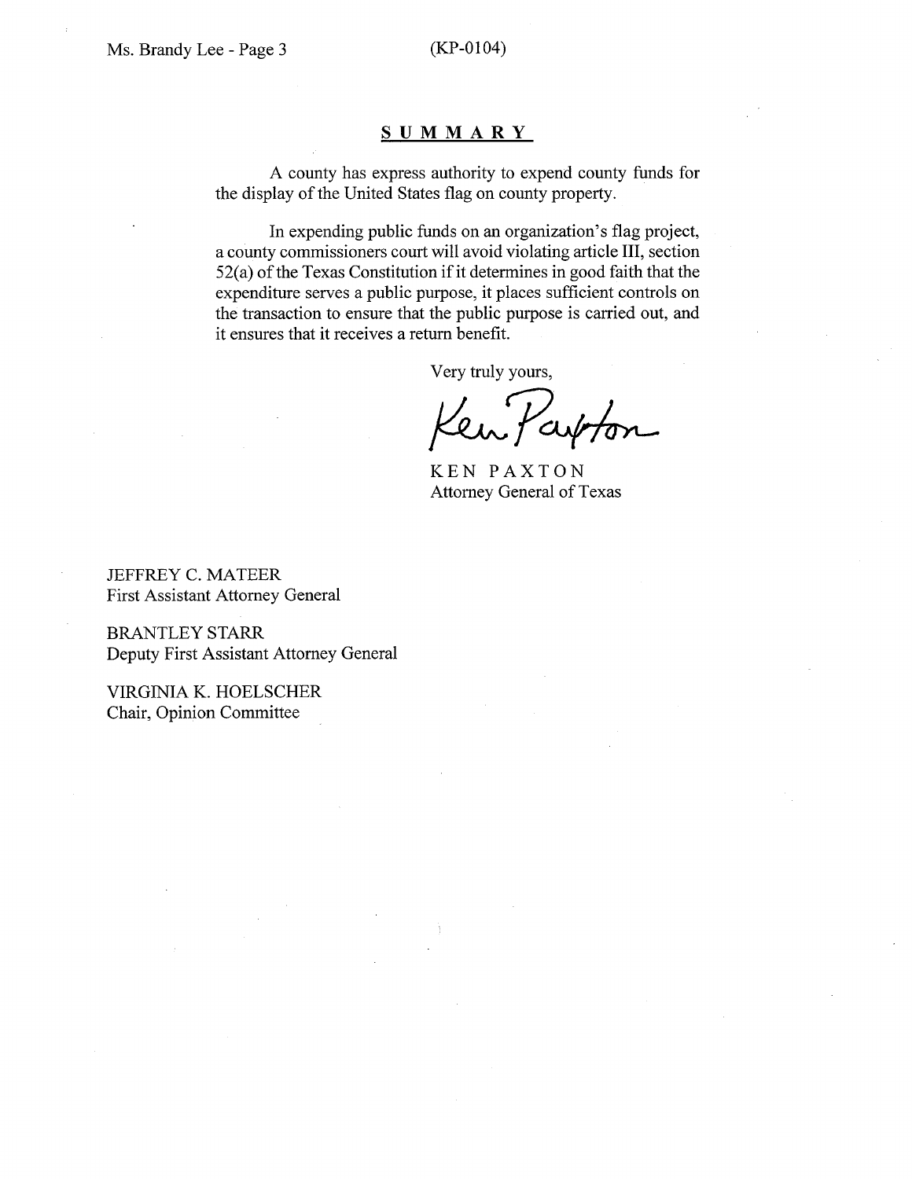## SUMMARY

A county has express authority to expend county funds for the display of the United States flag on county property.

In expending public funds on an organization's flag project, a county commissioners court will avoid violating article III, section 52(a) of the Texas Constitution if it determines in good faith that the expenditure serves a public purpose, it places sufficient controls on the transaction to ensure that the public purpose is carried out, and it ensures that it receives a return benefit.

Very truly yours,

Ken Paxton

KEN PAXTON
Attorney General of Texas

JEFFREY C. MATEER
First Assistant Attorney General

BRANTLEY STARR
Deputy First Assistant Attorney General

VIRGINIA K. HOELSCHER
Chair, Opinion Committee